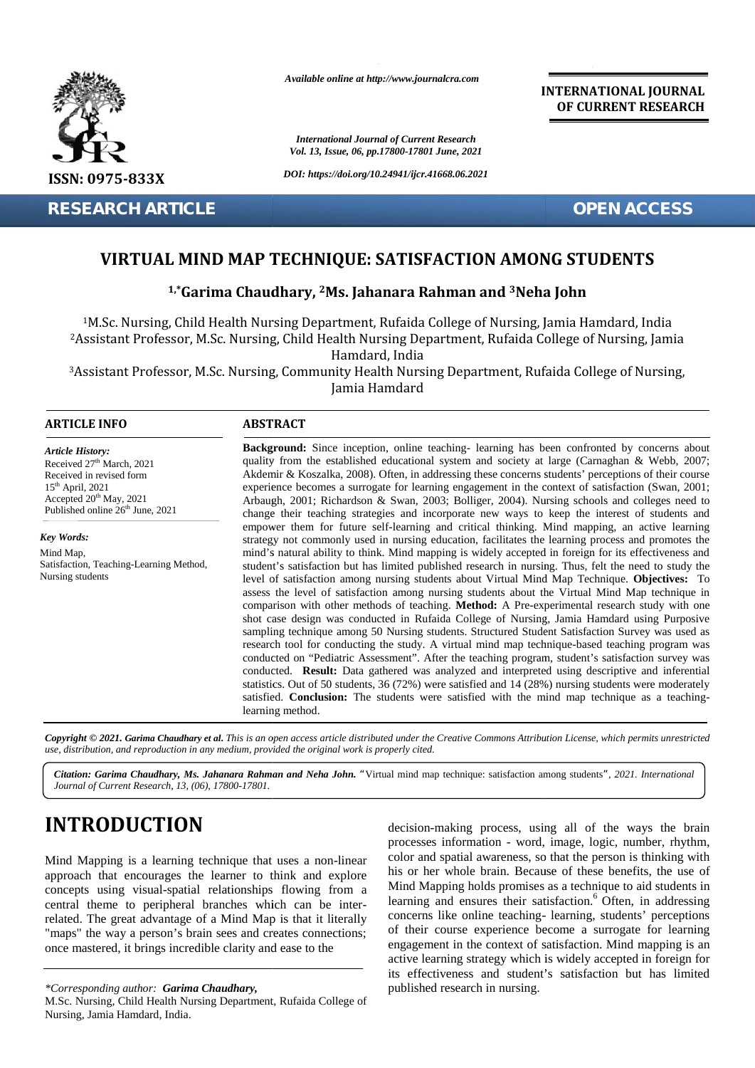# VIRTUAL MIND MAP TECHNIQUE: SATISFACTION AMONG STUDENTS

**[1,*]Garima Chaudhary, [2]Ms. Jahanara Rahman and [3]Neha John**

[1]M.Sc. Nursing, Child Health Nursing Department, Rufaida College of Nursing, Jamia Hamdard, India
[2]Assistant Professor, M.Sc. Nursing, Child Health Nursing Department, Rufaida College of Nursing, Jamia Hamdard, India
[3]Assistant Professor, M.Sc. Nursing, Community Health Nursing Department, Rufaida College of Nursing, Jamia Hamdard

## ARTICLE INFO

*Article History:*
Received 27th March, 2021
Received in revised form 15th April, 2021
Accepted 20th May, 2021
Published online 26th June, 2021

*Key Words:*
Mind Map,
Satisfaction, Teaching-Learning Method,
Nursing students

## ABSTRACT

**Background:** Since inception, online teaching- learning has been confronted by concerns about quality from the established educational system and society at large (Carnaghan & Webb, 2007; Akdemir & Koszalka, 2008). Often, in addressing these concerns students' perceptions of their course experience becomes a surrogate for learning engagement in the context of satisfaction (Swan, 2001; Arbaugh, 2001; Richardson & Swan, 2003; Bolliger, 2004). Nursing schools and colleges need to change their teaching strategies and incorporate new ways to keep the interest of students and empower them for future self-learning and critical thinking. Mind mapping, an active learning strategy not commonly used in nursing education, facilitates the learning process and promotes the mind's natural ability to think. Mind mapping is widely accepted in foreign for its effectiveness and student's satisfaction but has limited published research in nursing. Thus, felt the need to study the level of satisfaction among nursing students about Virtual Mind Map Technique. **Objectives:** To assess the level of satisfaction among nursing students about the Virtual Mind Map technique in comparison with other methods of teaching. **Method:** A Pre-experimental research study with one shot case design was conducted in Rufaida College of Nursing, Jamia Hamdard using Purposive sampling technique among 50 Nursing students. Structured Student Satisfaction Survey was used as research tool for conducting the study. A virtual mind map technique-based teaching program was conducted on "Pediatric Assessment". After the teaching program, student's satisfaction survey was conducted. **Result:** Data gathered was analyzed and interpreted using descriptive and inferential statistics. Out of 50 students, 36 (72%) were satisfied and 14 (28%) nursing students were moderately satisfied. **Conclusion:** The students were satisfied with the mind map technique as a teaching-learning method.

*Copyright © 2021. Garima Chaudhary et al. This is an open access article distributed under the Creative Commons Attribution License, which permits unrestricted use, distribution, and reproduction in any medium, provided the original work is properly cited.*

*Citation: Garima Chaudhary, Ms. Jahanara Rahman and Neha John.* "Virtual mind map technique: satisfaction among students", *2021. International Journal of Current Research, 13, (06), 17800-17801.*

# INTRODUCTION

Mind Mapping is a learning technique that uses a non-linear approach that encourages the learner to think and explore concepts using visual-spatial relationships flowing from a central theme to peripheral branches which can be inter-related. The great advantage of a Mind Map is that it literally "maps" the way a person's brain sees and creates connections; once mastered, it brings incredible clarity and ease to the decision-making process, using all of the ways the brain processes information - word, image, logic, number, rhythm, color and spatial awareness, so that the person is thinking with his or her whole brain. Because of these benefits, the use of Mind Mapping holds promises as a technique to aid students in learning and ensures their satisfaction.[6] Often, in addressing concerns like online teaching- learning, students' perceptions of their course experience become a surrogate for learning engagement in the context of satisfaction. Mind mapping is an active learning strategy which is widely accepted in foreign for its effectiveness and student's satisfaction but has limited published research in nursing.

*\*Corresponding author: **Garima Chaudhary,***
M.Sc. Nursing, Child Health Nursing Department, Rufaida College of Nursing, Jamia Hamdard, India.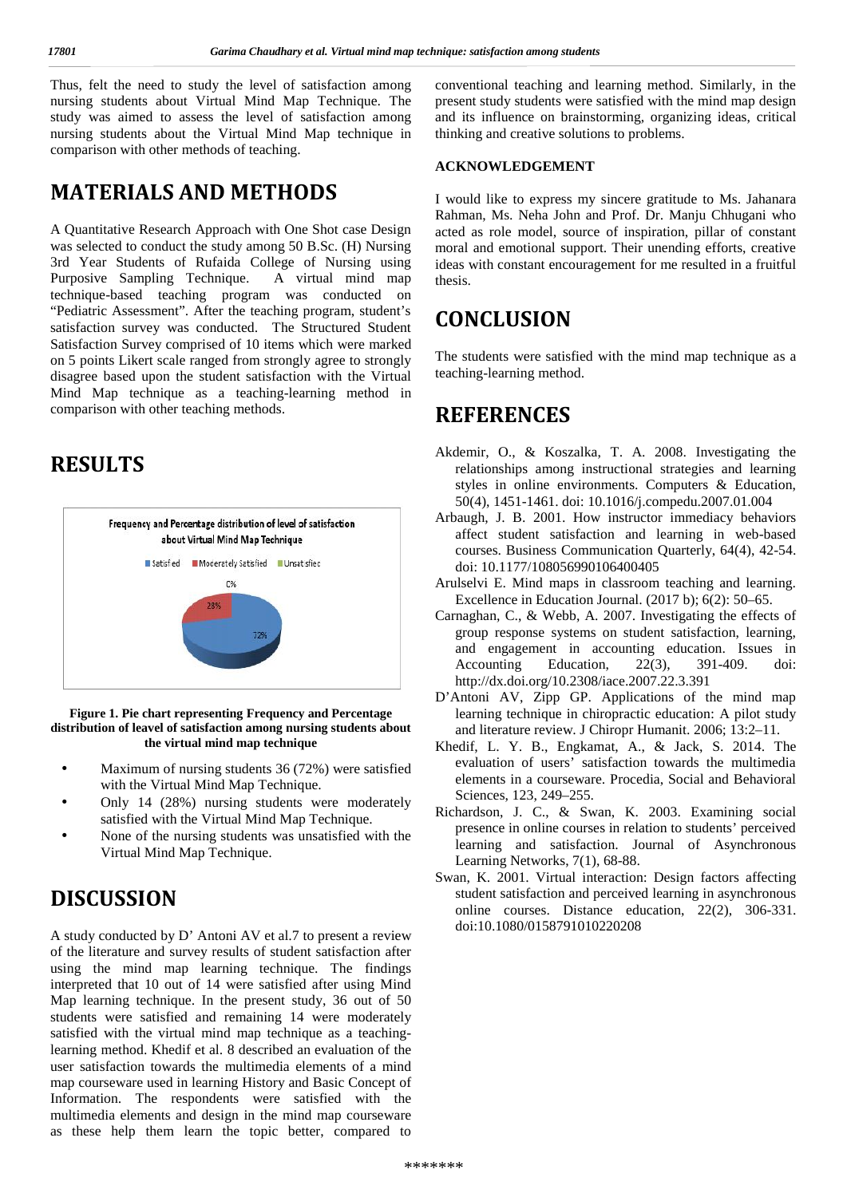Thus, felt the need to study the level of satisfaction among nursing students about Virtual Mind Map Technique. The study was aimed to assess the level of satisfaction among nursing students about the Virtual Mind Map technique in comparison with other methods of teaching.

# MATERIALS AND METHODS

A Quantitative Research Approach with One Shot case Design was selected to conduct the study among 50 B.Sc. (H) Nursing 3rd Year Students of Rufaida College of Nursing using Purposive Sampling Technique. A virtual mind map technique-based teaching program was conducted on "Pediatric Assessment". After the teaching program, student's satisfaction survey was conducted. The Structured Student Satisfaction Survey comprised of 10 items which were marked on 5 points Likert scale ranged from strongly agree to strongly disagree based upon the student satisfaction with the Virtual Mind Map technique as a teaching-learning method in comparison with other teaching methods.

# RESULTS

Frequency and Percentage distribution of level of satisfaction about Virtual Mind Map Technique

Satisfied
Moderately Satisfied
Unsatisfied

0%
28%
72%

**Figure 1. Pie chart representing Frequency and Percentage distribution of leavel of satisfaction among nursing students about the virtual mind map technique**

- Maximum of nursing students 36 (72%) were satisfied with the Virtual Mind Map Technique.
- Only 14 (28%) nursing students were moderately satisfied with the Virtual Mind Map Technique.
- None of the nursing students was unsatisfied with the Virtual Mind Map Technique.

# DISCUSSION

A study conducted by D' Antoni AV et al.7 to present a review of the literature and survey results of student satisfaction after using the mind map learning technique. The findings interpreted that 10 out of 14 were satisfied after using Mind Map learning technique. In the present study, 36 out of 50 students were satisfied and remaining 14 were moderately satisfied with the virtual mind map technique as a teaching-learning method. Khedif et al. 8 described an evaluation of the user satisfaction towards the multimedia elements of a mind map courseware used in learning History and Basic Concept of Information. The respondents were satisfied with the multimedia elements and design in the mind map courseware as these help them learn the topic better, compared to conventional teaching and learning method. Similarly, in the present study students were satisfied with the mind map design and its influence on brainstorming, organizing ideas, critical thinking and creative solutions to problems.

**ACKNOWLEDGEMENT**

I would like to express my sincere gratitude to Ms. Jahanara Rahman, Ms. Neha John and Prof. Dr. Manju Chhugani who acted as role model, source of inspiration, pillar of constant moral and emotional support. Their unending efforts, creative ideas with constant encouragement for me resulted in a fruitful thesis.

# CONCLUSION

The students were satisfied with the mind map technique as a teaching-learning method.

# REFERENCES

Akdemir, O., & Koszalka, T. A. 2008. Investigating the relationships among instructional strategies and learning styles in online environments. Computers & Education, 50(4), 1451-1461. doi: 10.1016/j.compedu.2007.01.004

Arbaugh, J. B. 2001. How instructor immediacy behaviors affect student satisfaction and learning in web-based courses. Business Communication Quarterly, 64(4), 42-54. doi: 10.1177/108056990106400405

Arulselvi E. Mind maps in classroom teaching and learning. Excellence in Education Journal. (2017 b); 6(2): 50–65.

Carnaghan, C., & Webb, A. 2007. Investigating the effects of group response systems on student satisfaction, learning, and engagement in accounting education. Issues in Accounting Education, 22(3), 391-409. doi: http://dx.doi.org/10.2308/iace.2007.22.3.391

D'Antoni AV, Zipp GP. Applications of the mind map learning technique in chiropractic education: A pilot study and literature review. J Chiropr Humanit. 2006; 13:2–11.

Khedif, L. Y. B., Engkamat, A., & Jack, S. 2014. The evaluation of users' satisfaction towards the multimedia elements in a courseware. Procedia, Social and Behavioral Sciences, 123, 249–255.

Richardson, J. C., & Swan, K. 2003. Examining social presence in online courses in relation to students' perceived learning and satisfaction. Journal of Asynchronous Learning Networks, 7(1), 68-88.

Swan, K. 2001. Virtual interaction: Design factors affecting student satisfaction and perceived learning in asynchronous online courses. Distance education, 22(2), 306-331. doi:10.1080/0158791010220208

*******